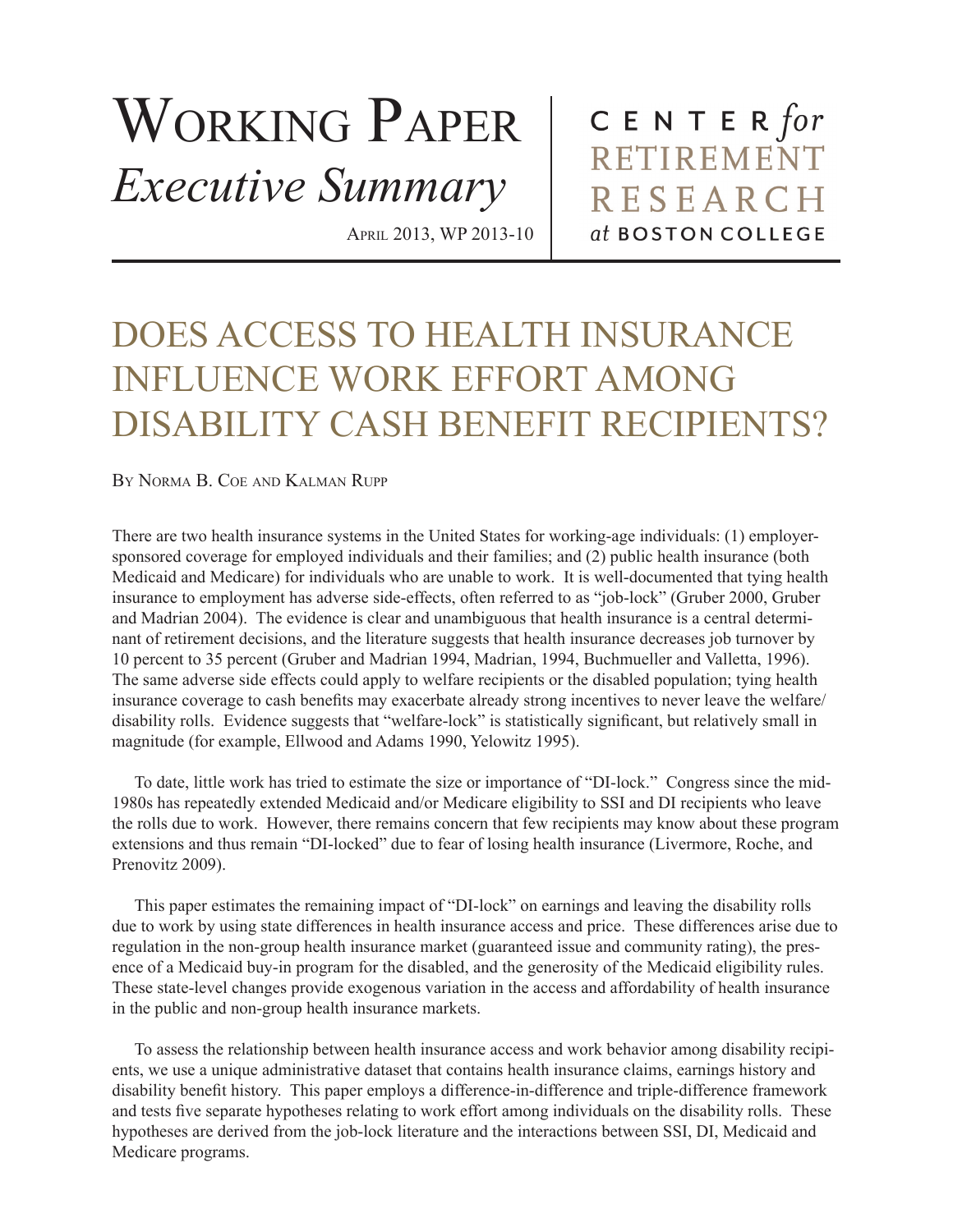# Working Paper *Executive Summary*

April 2013, WP 2013-10

CENTER *for* RETIREMENT RESEARCH *at* BOSTON COLLEGE

# DOES ACCESS TO HEALTH INSURANCE INFLUENCE WORK EFFORT AMONG DISABILITY CASH BENEFIT RECIPIENTS?

By Norma B. Coe and Kalman Rupp

There are two health insurance systems in the United States for working-age individuals: (1) employer-sponsored coverage for employed individuals and their families; and (2) public health insurance (both Medicaid and Medicare) for individuals who are unable to work. It is well-documented that tying health insurance to employment has adverse side-effects, often referred to as "job-lock" (Gruber 2000, Gruber and Madrian 2004). The evidence is clear and unambiguous that health insurance is a central determinant of retirement decisions, and the literature suggests that health insurance decreases job turnover by 10 percent to 35 percent (Gruber and Madrian 1994, Madrian, 1994, Buchmueller and Valletta, 1996). The same adverse side effects could apply to welfare recipients or the disabled population; tying health insurance coverage to cash benefits may exacerbate already strong incentives to never leave the welfare/disability rolls. Evidence suggests that "welfare-lock" is statistically significant, but relatively small in magnitude (for example, Ellwood and Adams 1990, Yelowitz 1995).

To date, little work has tried to estimate the size or importance of "DI-lock." Congress since the mid-1980s has repeatedly extended Medicaid and/or Medicare eligibility to SSI and DI recipients who leave the rolls due to work. However, there remains concern that few recipients may know about these program extensions and thus remain "DI-locked" due to fear of losing health insurance (Livermore, Roche, and Prenovitz 2009).

This paper estimates the remaining impact of "DI-lock" on earnings and leaving the disability rolls due to work by using state differences in health insurance access and price. These differences arise due to regulation in the non-group health insurance market (guaranteed issue and community rating), the presence of a Medicaid buy-in program for the disabled, and the generosity of the Medicaid eligibility rules. These state-level changes provide exogenous variation in the access and affordability of health insurance in the public and non-group health insurance markets.

To assess the relationship between health insurance access and work behavior among disability recipients, we use a unique administrative dataset that contains health insurance claims, earnings history and disability benefit history. This paper employs a difference-in-difference and triple-difference framework and tests five separate hypotheses relating to work effort among individuals on the disability rolls. These hypotheses are derived from the job-lock literature and the interactions between SSI, DI, Medicaid and Medicare programs.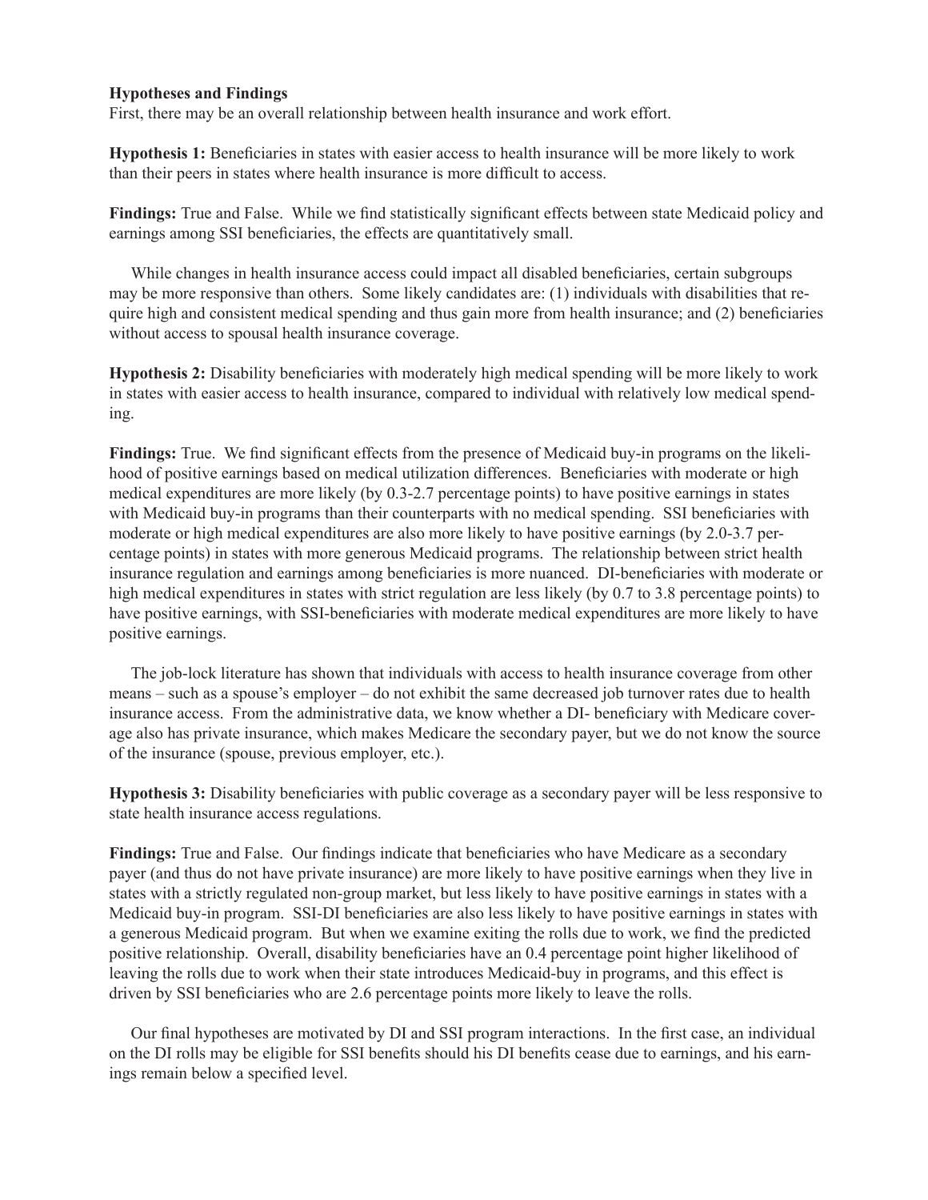**Hypotheses and Findings**

First, there may be an overall relationship between health insurance and work effort.

**Hypothesis 1:** Beneficiaries in states with easier access to health insurance will be more likely to work than their peers in states where health insurance is more difficult to access.

**Findings:** True and False. While we find statistically significant effects between state Medicaid policy and earnings among SSI beneficiaries, the effects are quantitatively small.

While changes in health insurance access could impact all disabled beneficiaries, certain subgroups may be more responsive than others. Some likely candidates are: (1) individuals with disabilities that require high and consistent medical spending and thus gain more from health insurance; and (2) beneficiaries without access to spousal health insurance coverage.

**Hypothesis 2:** Disability beneficiaries with moderately high medical spending will be more likely to work in states with easier access to health insurance, compared to individual with relatively low medical spending.

**Findings:** True. We find significant effects from the presence of Medicaid buy-in programs on the likelihood of positive earnings based on medical utilization differences. Beneficiaries with moderate or high medical expenditures are more likely (by 0.3-2.7 percentage points) to have positive earnings in states with Medicaid buy-in programs than their counterparts with no medical spending. SSI beneficiaries with moderate or high medical expenditures are also more likely to have positive earnings (by 2.0-3.7 percentage points) in states with more generous Medicaid programs. The relationship between strict health insurance regulation and earnings among beneficiaries is more nuanced. DI-beneficiaries with moderate or high medical expenditures in states with strict regulation are less likely (by 0.7 to 3.8 percentage points) to have positive earnings, with SSI-beneficiaries with moderate medical expenditures are more likely to have positive earnings.

The job-lock literature has shown that individuals with access to health insurance coverage from other means – such as a spouse's employer – do not exhibit the same decreased job turnover rates due to health insurance access. From the administrative data, we know whether a DI- beneficiary with Medicare coverage also has private insurance, which makes Medicare the secondary payer, but we do not know the source of the insurance (spouse, previous employer, etc.).

**Hypothesis 3:** Disability beneficiaries with public coverage as a secondary payer will be less responsive to state health insurance access regulations.

**Findings:** True and False. Our findings indicate that beneficiaries who have Medicare as a secondary payer (and thus do not have private insurance) are more likely to have positive earnings when they live in states with a strictly regulated non-group market, but less likely to have positive earnings in states with a Medicaid buy-in program. SSI-DI beneficiaries are also less likely to have positive earnings in states with a generous Medicaid program. But when we examine exiting the rolls due to work, we find the predicted positive relationship. Overall, disability beneficiaries have an 0.4 percentage point higher likelihood of leaving the rolls due to work when their state introduces Medicaid-buy in programs, and this effect is driven by SSI beneficiaries who are 2.6 percentage points more likely to leave the rolls.

Our final hypotheses are motivated by DI and SSI program interactions. In the first case, an individual on the DI rolls may be eligible for SSI benefits should his DI benefits cease due to earnings, and his earnings remain below a specified level.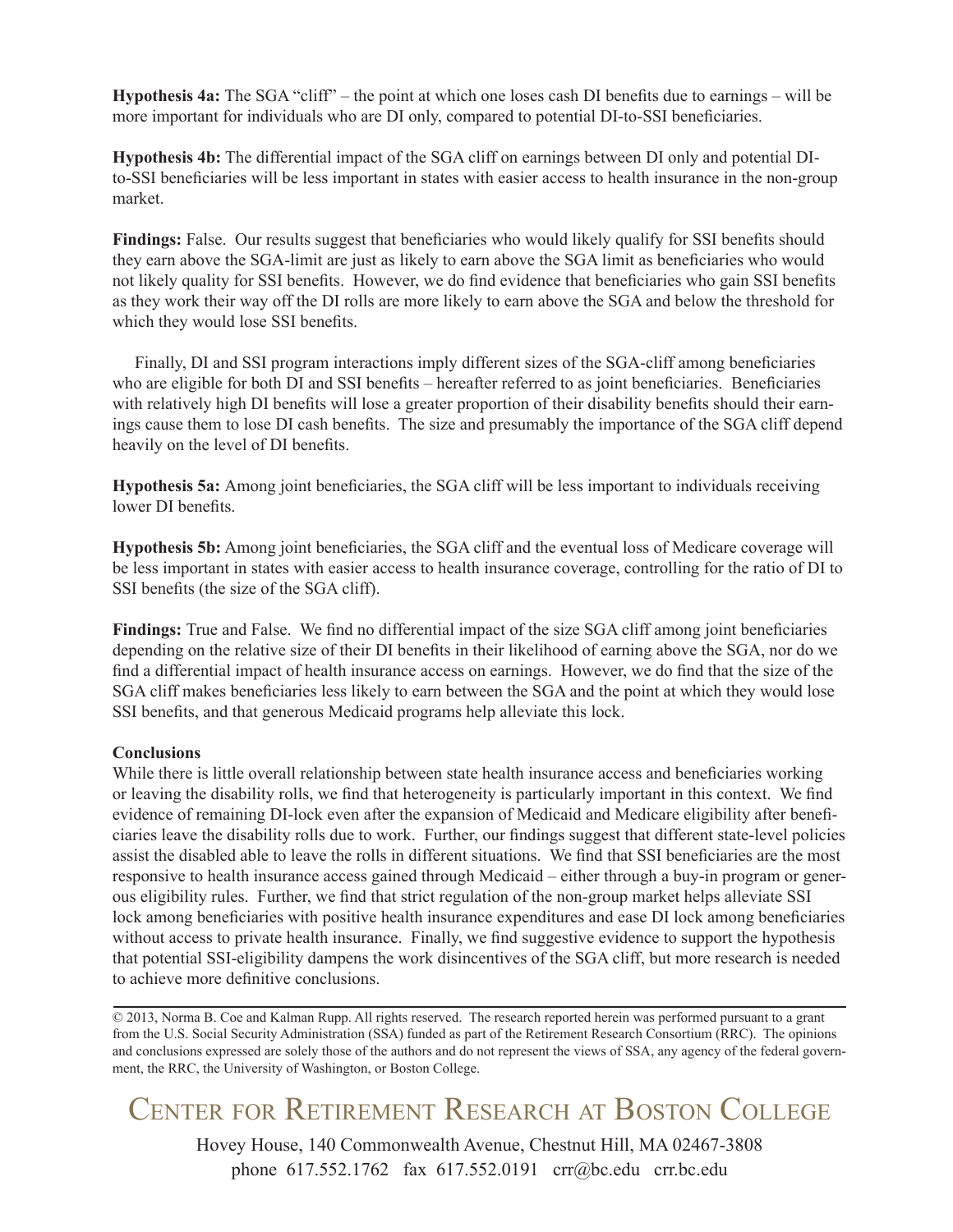**Hypothesis 4a:** The SGA "cliff" – the point at which one loses cash DI benefits due to earnings – will be more important for individuals who are DI only, compared to potential DI-to-SSI beneficiaries.

**Hypothesis 4b:** The differential impact of the SGA cliff on earnings between DI only and potential DI-to-SSI beneficiaries will be less important in states with easier access to health insurance in the non-group market.

**Findings:** False. Our results suggest that beneficiaries who would likely qualify for SSI benefits should they earn above the SGA-limit are just as likely to earn above the SGA limit as beneficiaries who would not likely quality for SSI benefits. However, we do find evidence that beneficiaries who gain SSI benefits as they work their way off the DI rolls are more likely to earn above the SGA and below the threshold for which they would lose SSI benefits.

Finally, DI and SSI program interactions imply different sizes of the SGA-cliff among beneficiaries who are eligible for both DI and SSI benefits – hereafter referred to as joint beneficiaries. Beneficiaries with relatively high DI benefits will lose a greater proportion of their disability benefits should their earnings cause them to lose DI cash benefits. The size and presumably the importance of the SGA cliff depend heavily on the level of DI benefits.

**Hypothesis 5a:** Among joint beneficiaries, the SGA cliff will be less important to individuals receiving lower DI benefits.

**Hypothesis 5b:** Among joint beneficiaries, the SGA cliff and the eventual loss of Medicare coverage will be less important in states with easier access to health insurance coverage, controlling for the ratio of DI to SSI benefits (the size of the SGA cliff).

**Findings:** True and False. We find no differential impact of the size SGA cliff among joint beneficiaries depending on the relative size of their DI benefits in their likelihood of earning above the SGA, nor do we find a differential impact of health insurance access on earnings. However, we do find that the size of the SGA cliff makes beneficiaries less likely to earn between the SGA and the point at which they would lose SSI benefits, and that generous Medicaid programs help alleviate this lock.

**Conclusions**

While there is little overall relationship between state health insurance access and beneficiaries working or leaving the disability rolls, we find that heterogeneity is particularly important in this context. We find evidence of remaining DI-lock even after the expansion of Medicaid and Medicare eligibility after beneficiaries leave the disability rolls due to work. Further, our findings suggest that different state-level policies assist the disabled able to leave the rolls in different situations. We find that SSI beneficiaries are the most responsive to health insurance access gained through Medicaid – either through a buy-in program or generous eligibility rules. Further, we find that strict regulation of the non-group market helps alleviate SSI lock among beneficiaries with positive health insurance expenditures and ease DI lock among beneficiaries without access to private health insurance. Finally, we find suggestive evidence to support the hypothesis that potential SSI-eligibility dampens the work disincentives of the SGA cliff, but more research is needed to achieve more definitive conclusions.

© 2013, Norma B. Coe and Kalman Rupp. All rights reserved. The research reported herein was performed pursuant to a grant from the U.S. Social Security Administration (SSA) funded as part of the Retirement Research Consortium (RRC). The opinions and conclusions expressed are solely those of the authors and do not represent the views of SSA, any agency of the federal government, the RRC, the University of Washington, or Boston College.

# Center for Retirement Research at Boston College

Hovey House, 140 Commonwealth Avenue, Chestnut Hill, MA 02467-3808
phone 617.552.1762 fax 617.552.0191 crr@bc.edu crr.bc.edu